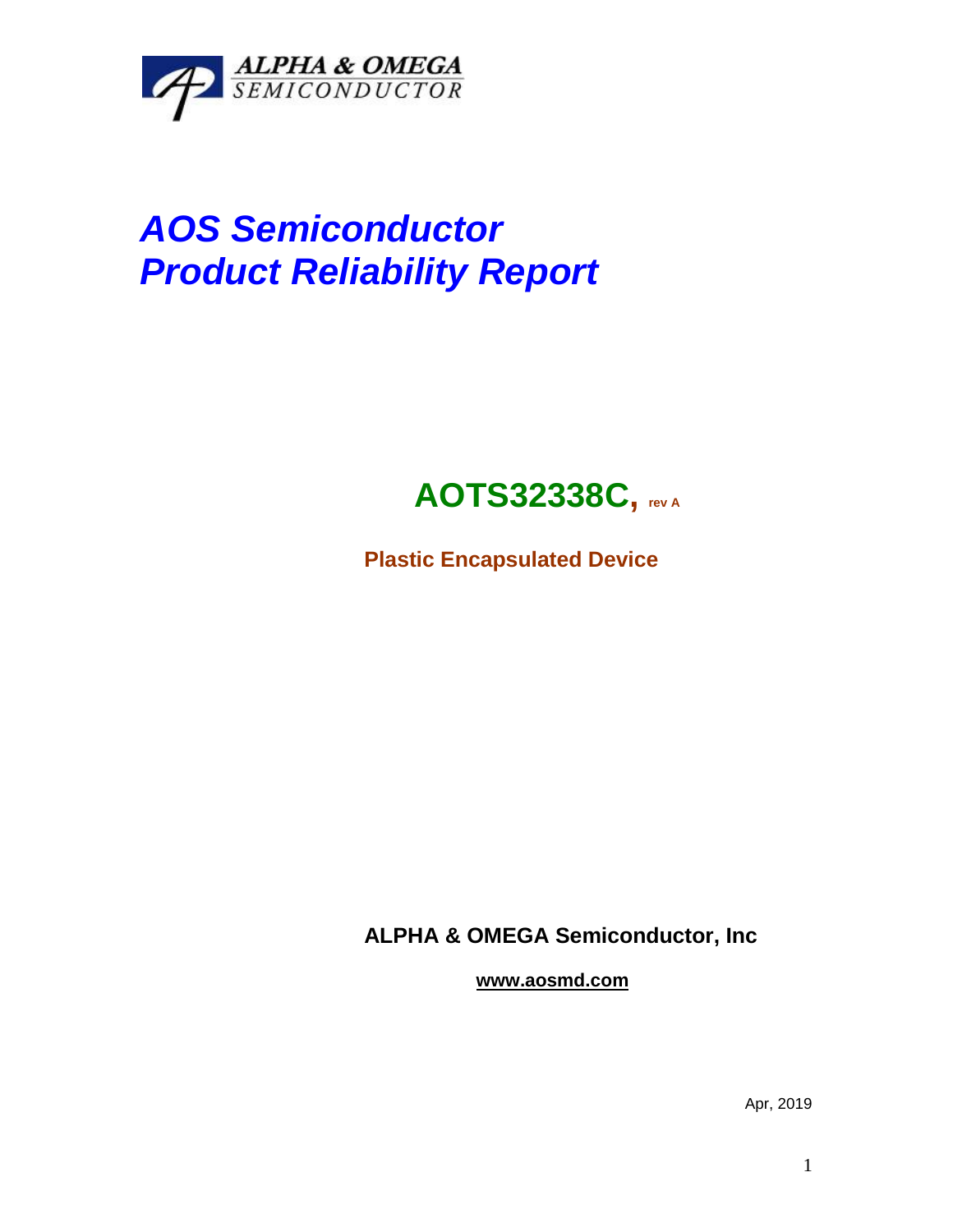ALPHA & OMEGA
SEMICONDUCTOR

# *AOS Semiconductor*
# *Product Reliability Report*

## AOTS32338C, rev A

**Plastic Encapsulated Device**

**ALPHA & OMEGA Semiconductor, Inc**

**www.aosmd.com**

Apr, 2019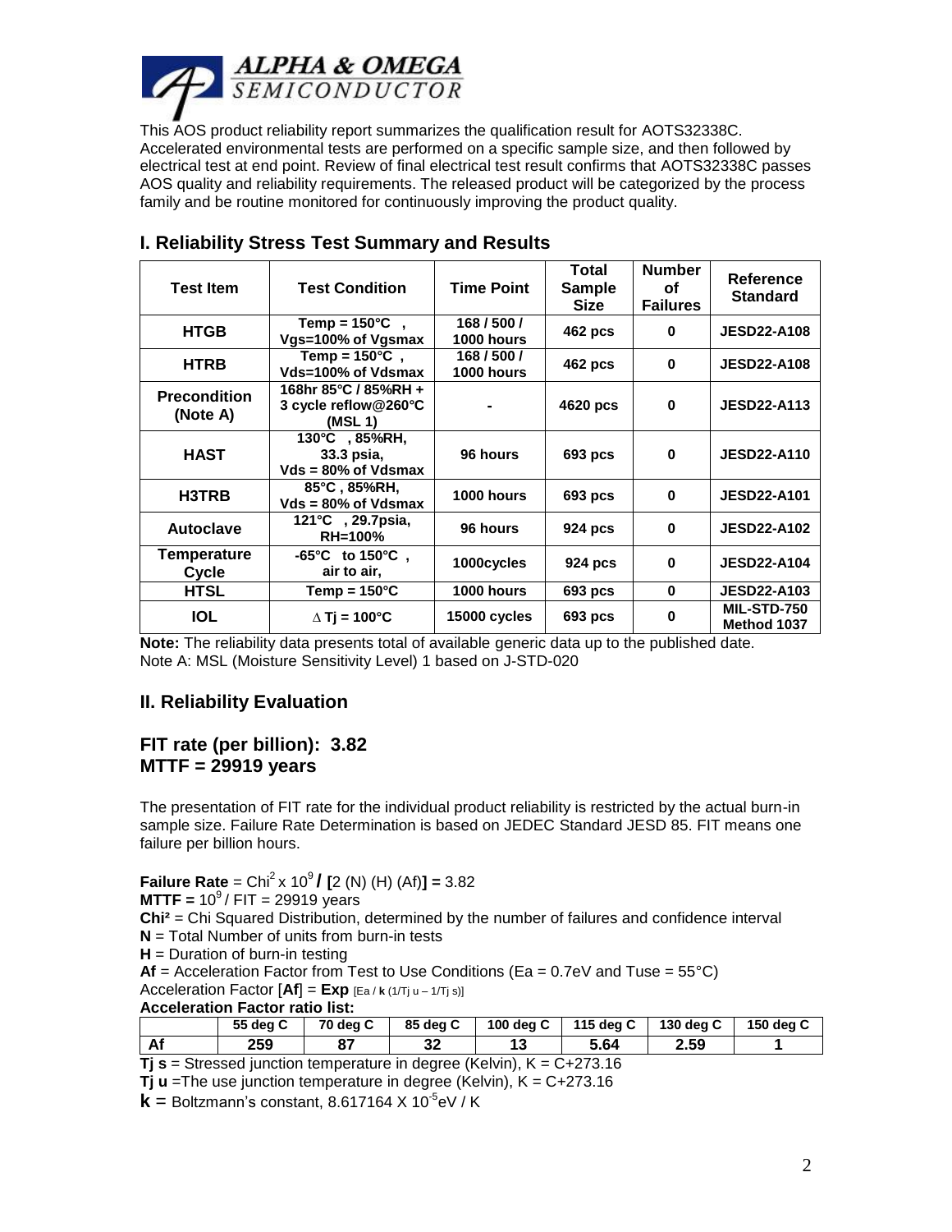ALPHA & OMEGA SEMICONDUCTOR

This AOS product reliability report summarizes the qualification result for AOTS32338C. Accelerated environmental tests are performed on a specific sample size, and then followed by electrical test at end point. Review of final electrical test result confirms that AOTS32338C passes AOS quality and reliability requirements. The released product will be categorized by the process family and be routine monitored for continuously improving the product quality.

## I. Reliability Stress Test Summary and Results

| Test Item | Test Condition | Time Point | Total Sample Size | Number of Failures | Reference Standard |
|---|---|---|---|---|---|
| **HTGB** | **Temp = 150°C , Vgs=100% of Vgsmax** | **168 / 500 / 1000 hours** | **462 pcs** | **0** | **JESD22-A108** |
| **HTRB** | **Temp = 150°C , Vds=100% of Vdsmax** | **168 / 500 / 1000 hours** | **462 pcs** | **0** | **JESD22-A108** |
| **Precondition (Note A)** | **168hr 85°C / 85%RH + 3 cycle reflow@260°C (MSL 1)** | **-** | **4620 pcs** | **0** | **JESD22-A113** |
| **HAST** | **130°C , 85%RH, 33.3 psia, Vds = 80% of Vdsmax** | **96 hours** | **693 pcs** | **0** | **JESD22-A110** |
| **H3TRB** | **85°C , 85%RH, Vds = 80% of Vdsmax** | **1000 hours** | **693 pcs** | **0** | **JESD22-A101** |
| **Autoclave** | **121°C , 29.7psia, RH=100%** | **96 hours** | **924 pcs** | **0** | **JESD22-A102** |
| **Temperature Cycle** | **-65°C to 150°C , air to air,** | **1000cycles** | **924 pcs** | **0** | **JESD22-A104** |
| **HTSL** | **Temp = 150°C** | **1000 hours** | **693 pcs** | **0** | **JESD22-A103** |
| **IOL** | **$\Delta$ Tj = 100°C** | **15000 cycles** | **693 pcs** | **0** | **MIL-STD-750 Method 1037** |

**Note:** The reliability data presents total of available generic data up to the published date.
Note A: MSL (Moisture Sensitivity Level) 1 based on J-STD-020

## II. Reliability Evaluation

### FIT rate (per billion): 3.82
### MTTF = 29919 years

The presentation of FIT rate for the individual product reliability is restricted by the actual burn-in sample size. Failure Rate Determination is based on JEDEC Standard JESD 85. FIT means one failure per billion hours.

**Failure Rate** = $Chi^2 \times 10^9$ **/ [**2 (N) (H) (Af)**] =** 3.82
**MTTF =** $10^9$ / FIT = 29919 years
**Chi²** = Chi Squared Distribution, determined by the number of failures and confidence interval
**N** = Total Number of units from burn-in tests
**H** = Duration of burn-in testing
**Af** = Acceleration Factor from Test to Use Conditions (Ea = 0.7eV and Tuse = 55°C)
Acceleration Factor [**Af**] = **Exp** [Ea / **k** (1/Tj u – 1/Tj s)]

**Acceleration Factor ratio list:**

| | 55 deg C | 70 deg C | 85 deg C | 100 deg C | 115 deg C | 130 deg C | 150 deg C |
|---|---|---|---|---|---|---|---|
| **Af** | **259** | **87** | **32** | **13** | **5.64** | **2.59** | **1** |

**Tj s** = Stressed junction temperature in degree (Kelvin), K = C+273.16
**Tj u** =The use junction temperature in degree (Kelvin), K = C+273.16
**k** = Boltzmann's constant, $8.617164 \times 10^{-5}$eV / K